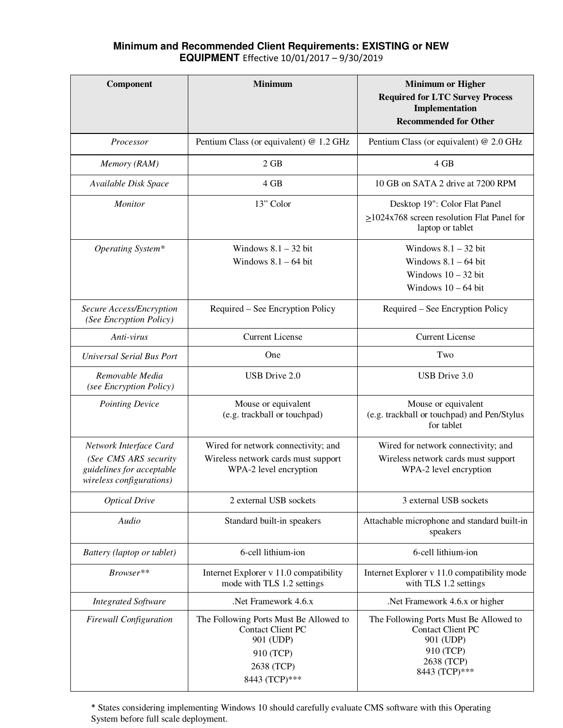**Minimum and Recommended Client Requirements: EXISTING or NEW EQUIPMENT** Effective 10/01/2017 – 9/30/2019

| Component | Minimum | Minimum or Higher<br>Required for LTC Survey Process Implementation<br>Recommended for Other |
|---|---|---|
| *Processor* | Pentium Class (or equivalent) @ 1.2 GHz | Pentium Class (or equivalent) @ 2.0 GHz |
| *Memory (RAM)* | 2 GB | 4 GB |
| *Available Disk Space* | 4 GB | 10 GB on SATA 2 drive at 7200 RPM |
| *Monitor* | 13" Color | Desktop 19": Color Flat Panel<br>≥1024x768 screen resolution Flat Panel for laptop or tablet |
| *Operating System** | Windows 8.1 – 32 bit<br>Windows 8.1 – 64 bit | Windows 8.1 – 32 bit<br>Windows 8.1 – 64 bit<br>Windows 10 – 32 bit<br>Windows 10 – 64 bit |
| *Secure Access/Encryption (See Encryption Policy)* | Required – See Encryption Policy | Required – See Encryption Policy |
| *Anti-virus* | Current License | Current License |
| *Universal Serial Bus Port* | One | Two |
| *Removable Media (see Encryption Policy)* | USB Drive 2.0 | USB Drive 3.0 |
| *Pointing Device* | Mouse or equivalent<br>(e.g. trackball or touchpad) | Mouse or equivalent<br>(e.g. trackball or touchpad) and Pen/Stylus for tablet |
| *Network Interface Card (See CMS ARS security guidelines for acceptable wireless configurations)* | Wired for network connectivity; and<br>Wireless network cards must support WPA-2 level encryption | Wired for network connectivity; and<br>Wireless network cards must support WPA-2 level encryption |
| *Optical Drive* | 2 external USB sockets | 3 external USB sockets |
| *Audio* | Standard built-in speakers | Attachable microphone and standard built-in speakers |
| *Battery (laptop or tablet)* | 6-cell lithium-ion | 6-cell lithium-ion |
| *Browser*** | Internet Explorer v 11.0 compatibility mode with TLS 1.2 settings | Internet Explorer v 11.0 compatibility mode with TLS 1.2 settings |
| *Integrated Software* | .Net Framework 4.6.x | .Net Framework 4.6.x or higher |
| *Firewall Configuration* | The Following Ports Must Be Allowed to Contact Client PC<br>901 (UDP)<br>910 (TCP)<br>2638 (TCP)<br>8443 (TCP)*** | The Following Ports Must Be Allowed to Contact Client PC<br>901 (UDP)<br>910 (TCP)<br>2638 (TCP)<br>8443 (TCP)*** |

* States considering implementing Windows 10 should carefully evaluate CMS software with this Operating System before full scale deployment.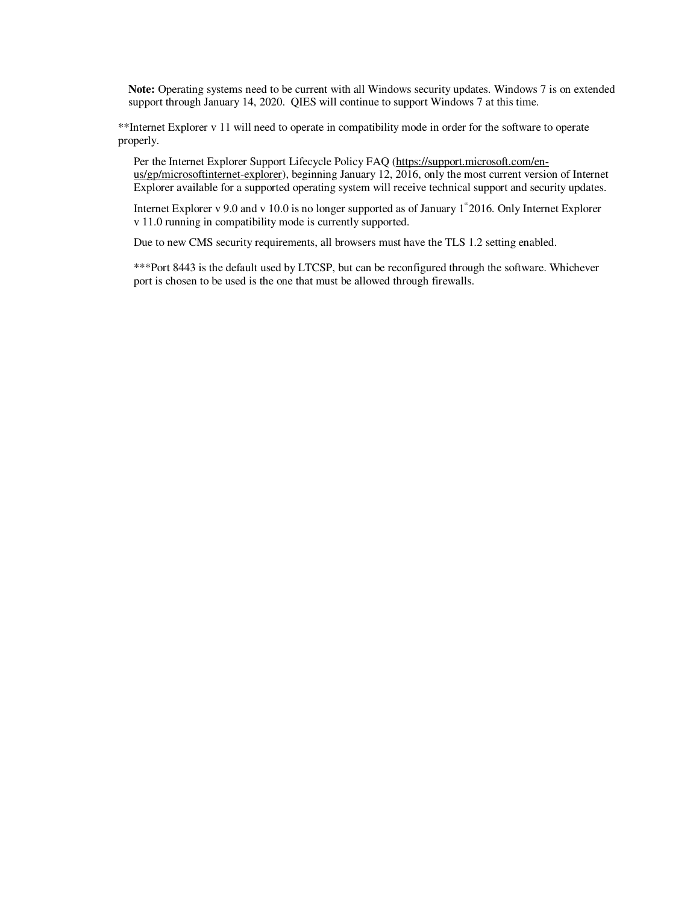**Note:** Operating systems need to be current with all Windows security updates. Windows 7 is on extended support through January 14, 2020. QIES will continue to support Windows 7 at this time.

**Internet Explorer v 11 will need to operate in compatibility mode in order for the software to operate properly.

Per the Internet Explorer Support Lifecycle Policy FAQ (https://support.microsoft.com/en-us/gp/microsoftinternet-explorer), beginning January 12, 2016, only the most current version of Internet Explorer available for a supported operating system will receive technical support and security updates.

Internet Explorer v 9.0 and v 10.0 is no longer supported as of January 1st 2016. Only Internet Explorer v 11.0 running in compatibility mode is currently supported.

Due to new CMS security requirements, all browsers must have the TLS 1.2 setting enabled.

***Port 8443 is the default used by LTCSP, but can be reconfigured through the software. Whichever port is chosen to be used is the one that must be allowed through firewalls.